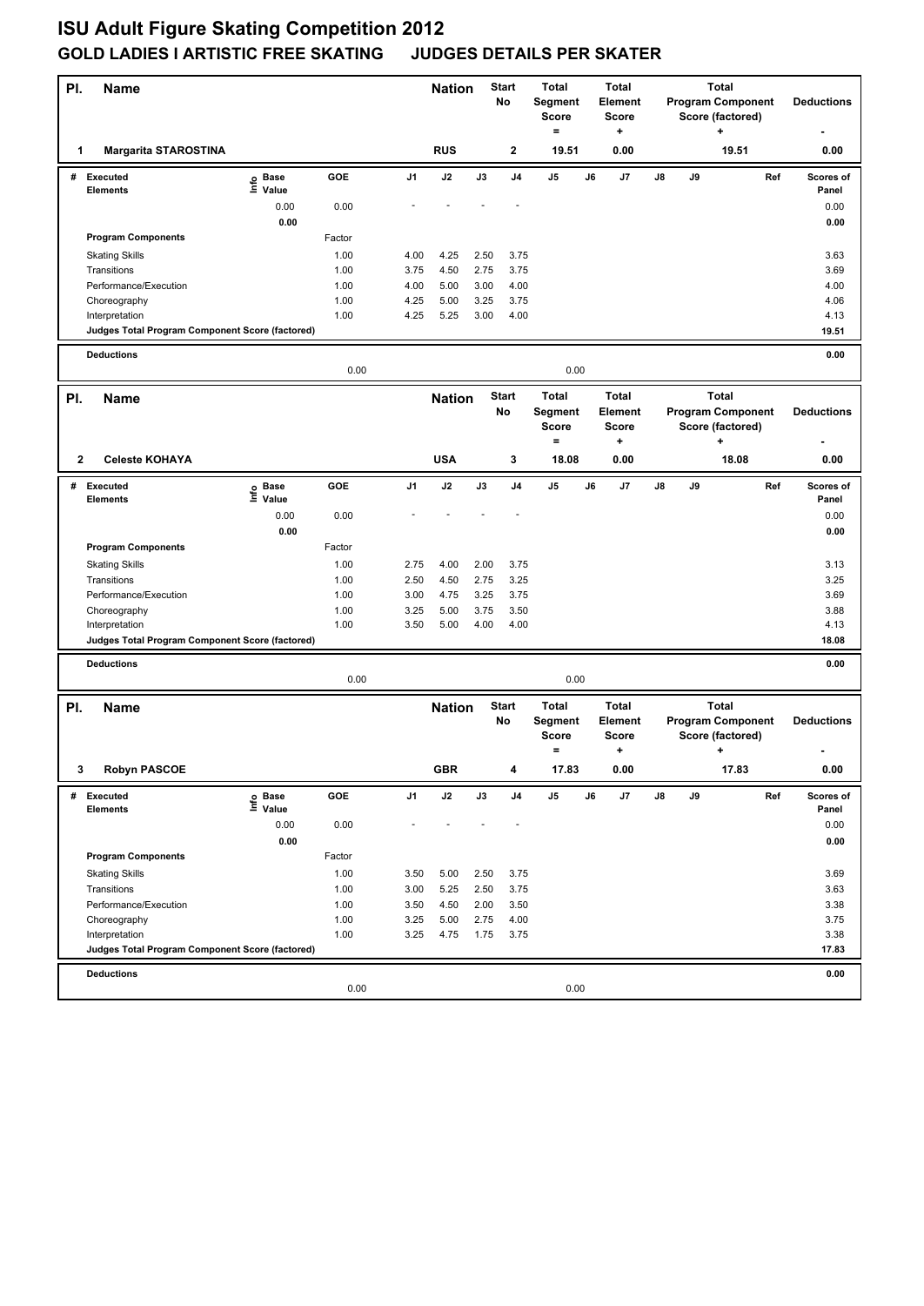# ISU Adult Figure Skating Competition 2012

## GOLD LADIES I ARTISTIC FREE SKATING JUDGES DETAILS PER SKATER

| Pl. | Name | Nation | Start No | Total Segment Score = | Total Element Score + | Total Program Component Score (factored) + | Deductions - |
|---|---|---|---|---|---|---|---|
| 1 | Margarita STAROSTINA | RUS | 2 | 19.51 | 0.00 | 19.51 | 0.00 |

| # | Executed Elements | Info | Base Value | GOE | J1 | J2 | J3 | J4 | J5 | J6 | J7 | J8 | J9 | Ref | Scores of Panel |
|---|---|---|---|---|---|---|---|---|---|---|---|---|---|---|---|
| | | | 0.00 | 0.00 | - | - | - | - | | | | | | | 0.00 |
| | | | 0.00 | | | | | | | | | | | | 0.00 |
| | **Program Components** | | | Factor | | | | | | | | | | | |
| | Skating Skills | | | 1.00 | 4.00 | 4.25 | 2.50 | 3.75 | | | | | | | 3.63 |
| | Transitions | | | 1.00 | 3.75 | 4.50 | 2.75 | 3.75 | | | | | | | 3.69 |
| | Performance/Execution | | | 1.00 | 4.00 | 5.00 | 3.00 | 4.00 | | | | | | | 4.00 |
| | Choreography | | | 1.00 | 4.25 | 5.00 | 3.25 | 3.75 | | | | | | | 4.06 |
| | Interpretation | | | 1.00 | 4.25 | 5.25 | 3.00 | 4.00 | | | | | | | 4.13 |
| | **Judges Total Program Component Score (factored)** | | | | | | | | | | | | | | 19.51 |
| | **Deductions** | | | 0.00 | | | | | 0.00 | | | | | | 0.00 |

| Pl. | Name | Nation | Start No | Total Segment Score = | Total Element Score + | Total Program Component Score (factored) + | Deductions - |
|---|---|---|---|---|---|---|---|
| 2 | Celeste KOHAYA | USA | 3 | 18.08 | 0.00 | 18.08 | 0.00 |

| # | Executed Elements | Info | Base Value | GOE | J1 | J2 | J3 | J4 | J5 | J6 | J7 | J8 | J9 | Ref | Scores of Panel |
|---|---|---|---|---|---|---|---|---|---|---|---|---|---|---|---|
| | | | 0.00 | 0.00 | - | - | - | - | | | | | | | 0.00 |
| | | | 0.00 | | | | | | | | | | | | 0.00 |
| | **Program Components** | | | Factor | | | | | | | | | | | |
| | Skating Skills | | | 1.00 | 2.75 | 4.00 | 2.00 | 3.75 | | | | | | | 3.13 |
| | Transitions | | | 1.00 | 2.50 | 4.50 | 2.75 | 3.25 | | | | | | | 3.25 |
| | Performance/Execution | | | 1.00 | 3.00 | 4.75 | 3.25 | 3.75 | | | | | | | 3.69 |
| | Choreography | | | 1.00 | 3.25 | 5.00 | 3.75 | 3.50 | | | | | | | 3.88 |
| | Interpretation | | | 1.00 | 3.50 | 5.00 | 4.00 | 4.00 | | | | | | | 4.13 |
| | **Judges Total Program Component Score (factored)** | | | | | | | | | | | | | | 18.08 |
| | **Deductions** | | | 0.00 | | | | | 0.00 | | | | | | 0.00 |

| Pl. | Name | Nation | Start No | Total Segment Score = | Total Element Score + | Total Program Component Score (factored) + | Deductions - |
|---|---|---|---|---|---|---|---|
| 3 | Robyn PASCOE | GBR | 4 | 17.83 | 0.00 | 17.83 | 0.00 |

| # | Executed Elements | Info | Base Value | GOE | J1 | J2 | J3 | J4 | J5 | J6 | J7 | J8 | J9 | Ref | Scores of Panel |
|---|---|---|---|---|---|---|---|---|---|---|---|---|---|---|---|
| | | | 0.00 | 0.00 | - | - | - | - | | | | | | | 0.00 |
| | | | 0.00 | | | | | | | | | | | | 0.00 |
| | **Program Components** | | | Factor | | | | | | | | | | | |
| | Skating Skills | | | 1.00 | 3.50 | 5.00 | 2.50 | 3.75 | | | | | | | 3.69 |
| | Transitions | | | 1.00 | 3.00 | 5.25 | 2.50 | 3.75 | | | | | | | 3.63 |
| | Performance/Execution | | | 1.00 | 3.50 | 4.50 | 2.00 | 3.50 | | | | | | | 3.38 |
| | Choreography | | | 1.00 | 3.25 | 5.00 | 2.75 | 4.00 | | | | | | | 3.75 |
| | Interpretation | | | 1.00 | 3.25 | 4.75 | 1.75 | 3.75 | | | | | | | 3.38 |
| | **Judges Total Program Component Score (factored)** | | | | | | | | | | | | | | 17.83 |
| | **Deductions** | | | 0.00 | | | | | 0.00 | | | | | | 0.00 |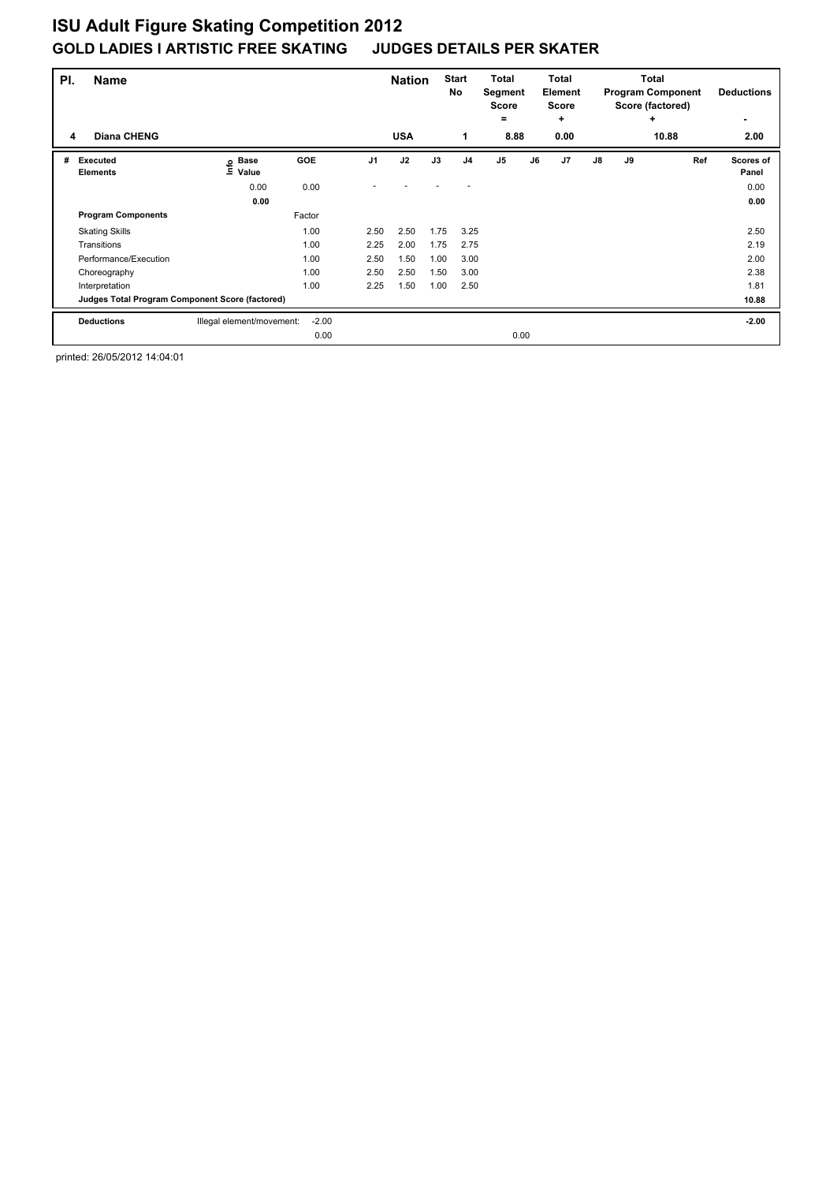# ISU Adult Figure Skating Competition 2012

## GOLD LADIES I ARTISTIC FREE SKATING JUDGES DETAILS PER SKATER

| Pl. | Name | Nation | Start No | Total Segment Score = | Total Element Score + | Total Program Component Score (factored) + | Deductions - |
|---|---|---|---|---|---|---|---|
| 4 | Diana CHENG | USA | 1 | 8.88 | 0.00 | 10.88 | 2.00 |

| # | Executed Elements | Info | Base Value | GOE | J1 | J2 | J3 | J4 | J5 | J6 | J7 | J8 | J9 | Ref | Scores of Panel |
|---|---|---|---|---|---|---|---|---|---|---|---|---|---|---|---|
| | | | 0.00 | 0.00 | - | - | - | - | | | | | | | 0.00 |
| | | | 0.00 | | | | | | | | | | | | 0.00 |
| | **Program Components** | | | Factor | | | | | | | | | | | |
| | Skating Skills | | | 1.00 | 2.50 | 2.50 | 1.75 | 3.25 | | | | | | | 2.50 |
| | Transitions | | | 1.00 | 2.25 | 2.00 | 1.75 | 2.75 | | | | | | | 2.19 |
| | Performance/Execution | | | 1.00 | 2.50 | 1.50 | 1.00 | 3.00 | | | | | | | 2.00 |
| | Choreography | | | 1.00 | 2.50 | 2.50 | 1.50 | 3.00 | | | | | | | 2.38 |
| | Interpretation | | | 1.00 | 2.25 | 1.50 | 1.00 | 2.50 | | | | | | | 1.81 |
| | **Judges Total Program Component Score (factored)** | | | | | | | | | | | | | | 10.88 |
| | **Deductions** | | Illegal element/movement: | -2.00 | | | | | | | | | | | -2.00 |
| | | | | 0.00 | | | | | 0.00 | | | | | | |

printed: 26/05/2012 14:04:01